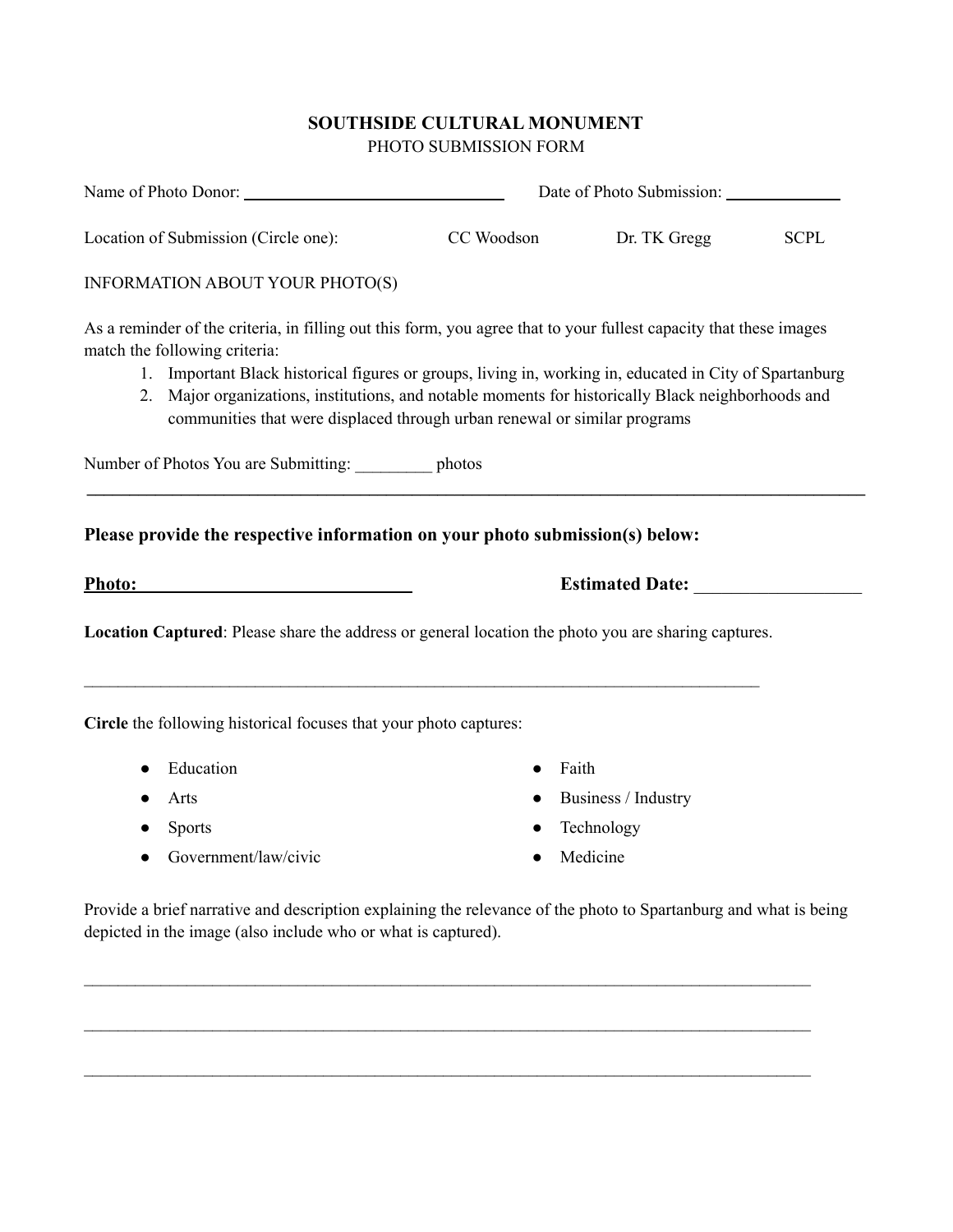**SOUTHSIDE CULTURAL MONUMENT**

PHOTO SUBMISSION FORM

Name of Photo Donor: ______________________________ Date of Photo Submission: ____________

Location of Submission (Circle one): CC Woodson Dr. TK Gregg SCPL

INFORMATION ABOUT YOUR PHOTO(S)

As a reminder of the criteria, in filling out this form, you agree that to your fullest capacity that these images match the following criteria:

1. Important Black historical figures or groups, living in, working in, educated in City of Spartanburg
2. Major organizations, institutions, and notable moments for historically Black neighborhoods and communities that were displaced through urban renewal or similar programs

Number of Photos You are Submitting: _________ photos

---

**Please provide the respective information on your photo submission(s) below:**

**Photo:** ______________________________ **Estimated Date:** __________________

**Location Captured**: Please share the address or general location the photo you are sharing captures.

____________________________________________________________________________

**Circle** the following historical focuses that your photo captures:

- Education
- Arts
- Sports
- Government/law/civic
- Faith
- Business / Industry
- Technology
- Medicine

Provide a brief narrative and description explaining the relevance of the photo to Spartanburg and what is being depicted in the image (also include who or what is captured).

____________________________________________________________________________

____________________________________________________________________________

____________________________________________________________________________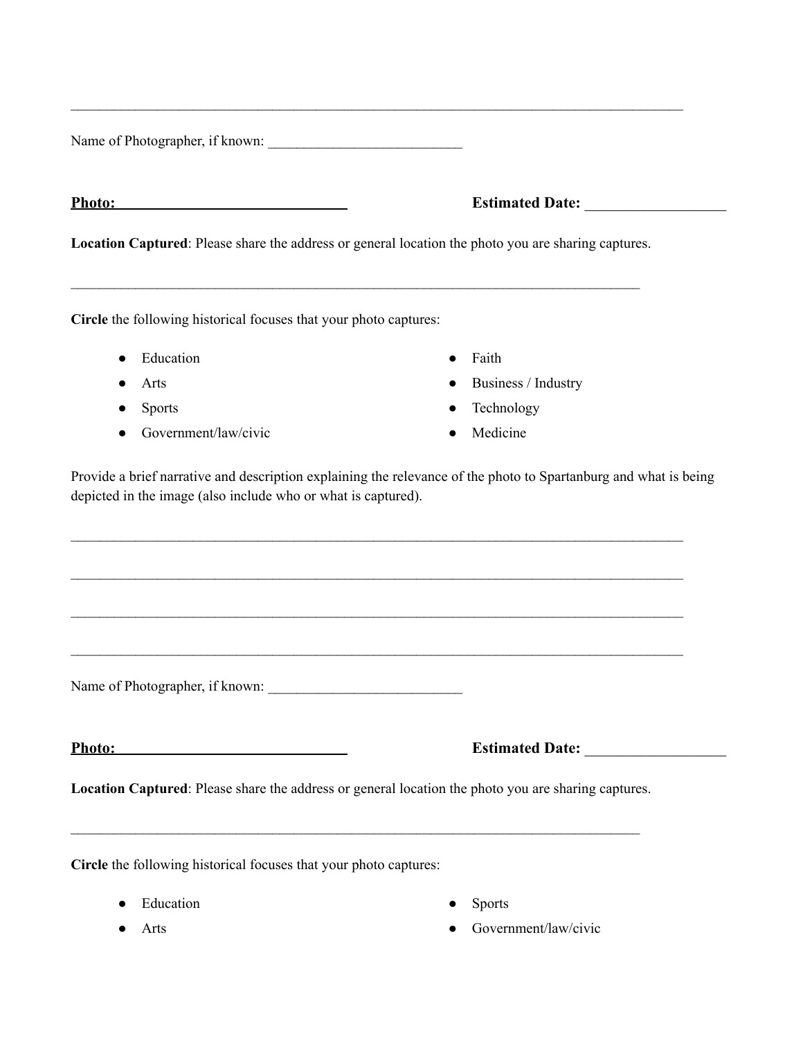\_\_\_\_\_\_\_\_\_\_\_\_\_\_\_\_\_\_\_\_\_\_\_\_\_\_\_\_\_\_\_\_\_\_\_\_\_\_\_\_\_\_\_\_\_\_\_\_\_\_\_\_\_\_\_\_\_\_\_\_\_\_\_\_\_\_\_\_\_\_\_\_\_\_\_\_\_\_\_\_\_\_\_\_

Name of Photographer, if known: \_\_\_\_\_\_\_\_\_\_\_\_\_\_\_\_\_\_\_\_\_\_\_\_\_\_\_

**Photo:** \_\_\_\_\_\_\_\_\_\_\_\_\_\_\_\_\_\_\_\_\_\_\_\_\_\_\_\_\_\_ **Estimated Date:** \_\_\_\_\_\_\_\_\_\_\_\_\_\_\_\_\_\_\_

**Location Captured**: Please share the address or general location the photo you are sharing captures.

\_\_\_\_\_\_\_\_\_\_\_\_\_\_\_\_\_\_\_\_\_\_\_\_\_\_\_\_\_\_\_\_\_\_\_\_\_\_\_\_\_\_\_\_\_\_\_\_\_\_\_\_\_\_\_\_\_\_\_\_\_\_\_\_\_\_\_\_\_\_\_\_\_\_\_\_\_\_\_\_

**Circle** the following historical focuses that your photo captures:

- Education
- Arts
- Sports
- Government/law/civic
- Faith
- Business / Industry
- Technology
- Medicine

Provide a brief narrative and description explaining the relevance of the photo to Spartanburg and what is being depicted in the image (also include who or what is captured).

\_\_\_\_\_\_\_\_\_\_\_\_\_\_\_\_\_\_\_\_\_\_\_\_\_\_\_\_\_\_\_\_\_\_\_\_\_\_\_\_\_\_\_\_\_\_\_\_\_\_\_\_\_\_\_\_\_\_\_\_\_\_\_\_\_\_\_\_\_\_\_\_\_\_\_\_\_\_\_\_\_\_\_\_

\_\_\_\_\_\_\_\_\_\_\_\_\_\_\_\_\_\_\_\_\_\_\_\_\_\_\_\_\_\_\_\_\_\_\_\_\_\_\_\_\_\_\_\_\_\_\_\_\_\_\_\_\_\_\_\_\_\_\_\_\_\_\_\_\_\_\_\_\_\_\_\_\_\_\_\_\_\_\_\_\_\_\_\_

\_\_\_\_\_\_\_\_\_\_\_\_\_\_\_\_\_\_\_\_\_\_\_\_\_\_\_\_\_\_\_\_\_\_\_\_\_\_\_\_\_\_\_\_\_\_\_\_\_\_\_\_\_\_\_\_\_\_\_\_\_\_\_\_\_\_\_\_\_\_\_\_\_\_\_\_\_\_\_\_\_\_\_\_

\_\_\_\_\_\_\_\_\_\_\_\_\_\_\_\_\_\_\_\_\_\_\_\_\_\_\_\_\_\_\_\_\_\_\_\_\_\_\_\_\_\_\_\_\_\_\_\_\_\_\_\_\_\_\_\_\_\_\_\_\_\_\_\_\_\_\_\_\_\_\_\_\_\_\_\_\_\_\_\_\_\_\_\_

Name of Photographer, if known: \_\_\_\_\_\_\_\_\_\_\_\_\_\_\_\_\_\_\_\_\_\_\_\_\_\_\_

**Photo:** \_\_\_\_\_\_\_\_\_\_\_\_\_\_\_\_\_\_\_\_\_\_\_\_\_\_\_\_\_\_ **Estimated Date:** \_\_\_\_\_\_\_\_\_\_\_\_\_\_\_\_\_\_\_

**Location Captured**: Please share the address or general location the photo you are sharing captures.

\_\_\_\_\_\_\_\_\_\_\_\_\_\_\_\_\_\_\_\_\_\_\_\_\_\_\_\_\_\_\_\_\_\_\_\_\_\_\_\_\_\_\_\_\_\_\_\_\_\_\_\_\_\_\_\_\_\_\_\_\_\_\_\_\_\_\_\_\_\_\_\_\_\_\_\_\_\_\_\_

**Circle** the following historical focuses that your photo captures:

- Education
- Arts
- Sports
- Government/law/civic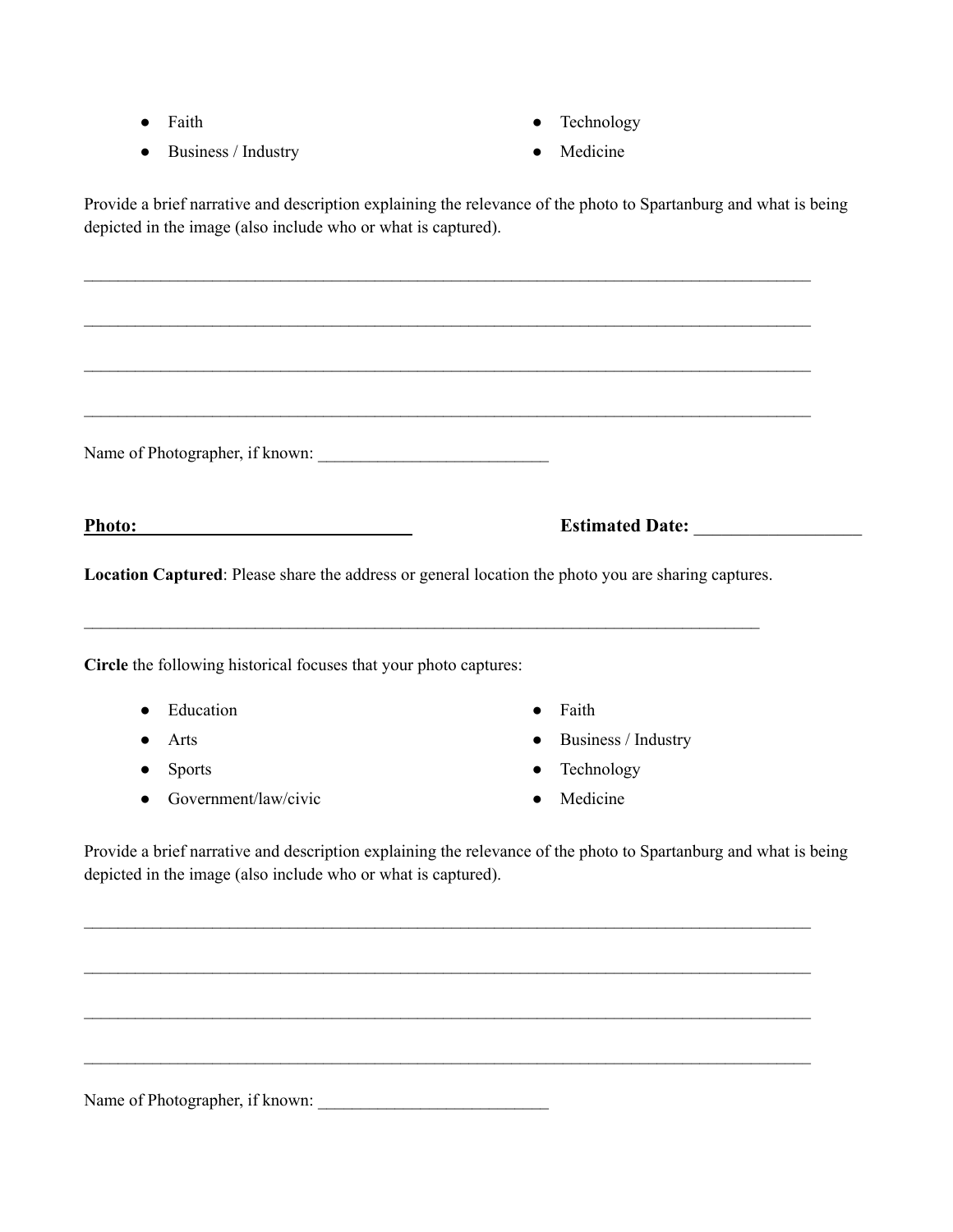- Faith
- Business / Industry
- Technology
- Medicine

Provide a brief narrative and description explaining the relevance of the photo to Spartanburg and what is being depicted in the image (also include who or what is captured).

_____________________________________________________________________________________

_____________________________________________________________________________________

_____________________________________________________________________________________

_____________________________________________________________________________________

Name of Photographer, if known: ___________________________

**Photo:** _______________________________ **Estimated Date:** ___________________

**Location Captured**: Please share the address or general location the photo you are sharing captures.

_______________________________________________________________________________

**Circle** the following historical focuses that your photo captures:

- Education
- Arts
- Sports
- Government/law/civic
- Faith
- Business / Industry
- Technology
- Medicine

Provide a brief narrative and description explaining the relevance of the photo to Spartanburg and what is being depicted in the image (also include who or what is captured).

_____________________________________________________________________________________

_____________________________________________________________________________________

_____________________________________________________________________________________

_____________________________________________________________________________________

Name of Photographer, if known: ___________________________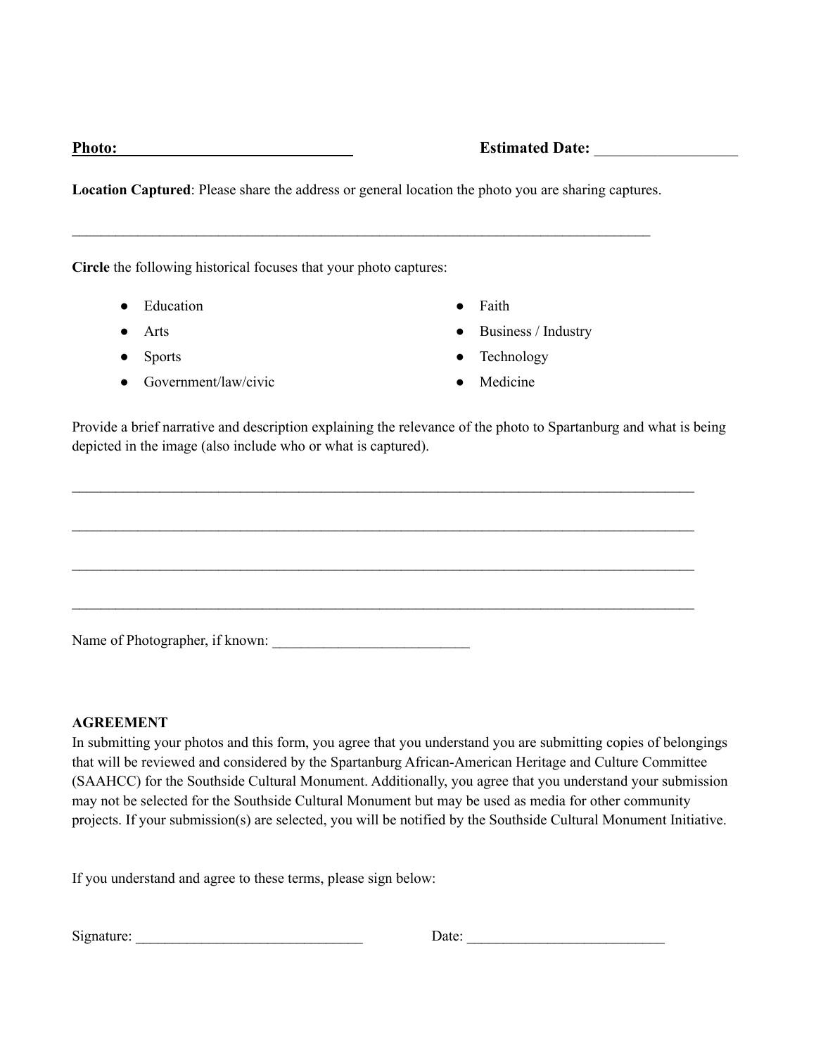**Photo:** ______________________________ **Estimated Date:** __________________

**Location Captured**: Please share the address or general location the photo you are sharing captures.

___________________________________________________________________________

**Circle** the following historical focuses that your photo captures:

- Education
- Arts
- Sports
- Government/law/civic
- Faith
- Business / Industry
- Technology
- Medicine

Provide a brief narrative and description explaining the relevance of the photo to Spartanburg and what is being depicted in the image (also include who or what is captured).

________________________________________________________________________________

________________________________________________________________________________

________________________________________________________________________________

________________________________________________________________________________

Name of Photographer, if known: ___________________________

**AGREEMENT**

In submitting your photos and this form, you agree that you understand you are submitting copies of belongings that will be reviewed and considered by the Spartanburg African-American Heritage and Culture Committee (SAAHCC) for the Southside Cultural Monument. Additionally, you agree that you understand your submission may not be selected for the Southside Cultural Monument but may be used as media for other community projects. If your submission(s) are selected, you will be notified by the Southside Cultural Monument Initiative.

If you understand and agree to these terms, please sign below:

Signature: ______________________________ Date: __________________________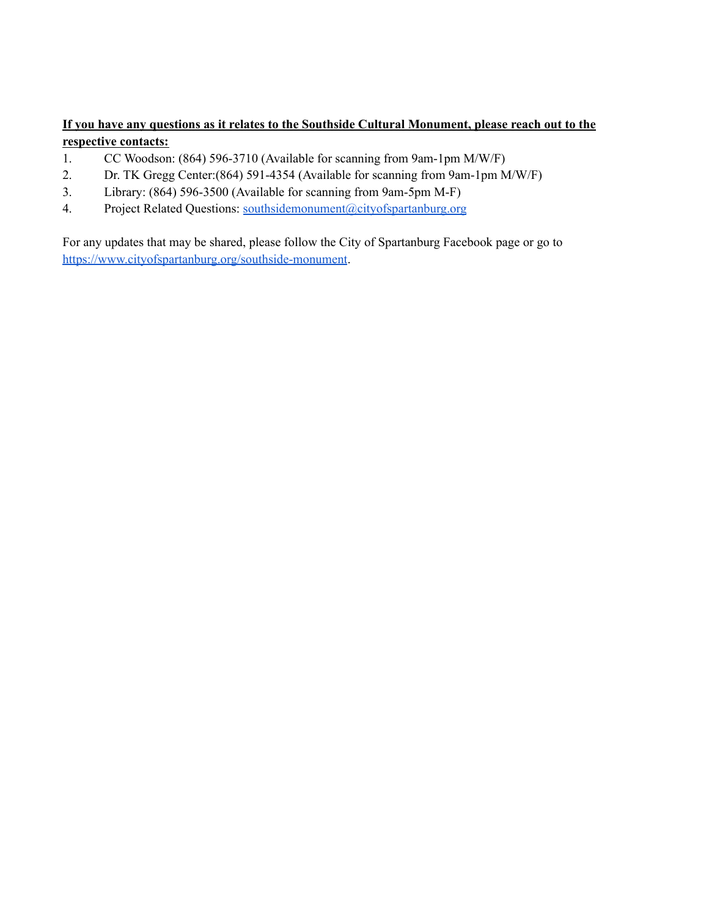**If you have any questions as it relates to the Southside Cultural Monument, please reach out to the respective contacts:**

1. CC Woodson: (864) 596-3710 (Available for scanning from 9am-1pm M/W/F)
2. Dr. TK Gregg Center:(864) 591-4354 (Available for scanning from 9am-1pm M/W/F)
3. Library: (864) 596-3500 (Available for scanning from 9am-5pm M-F)
4. Project Related Questions: southsidemonument@cityofspartanburg.org

For any updates that may be shared, please follow the City of Spartanburg Facebook page or go to https://www.cityofspartanburg.org/southside-monument.